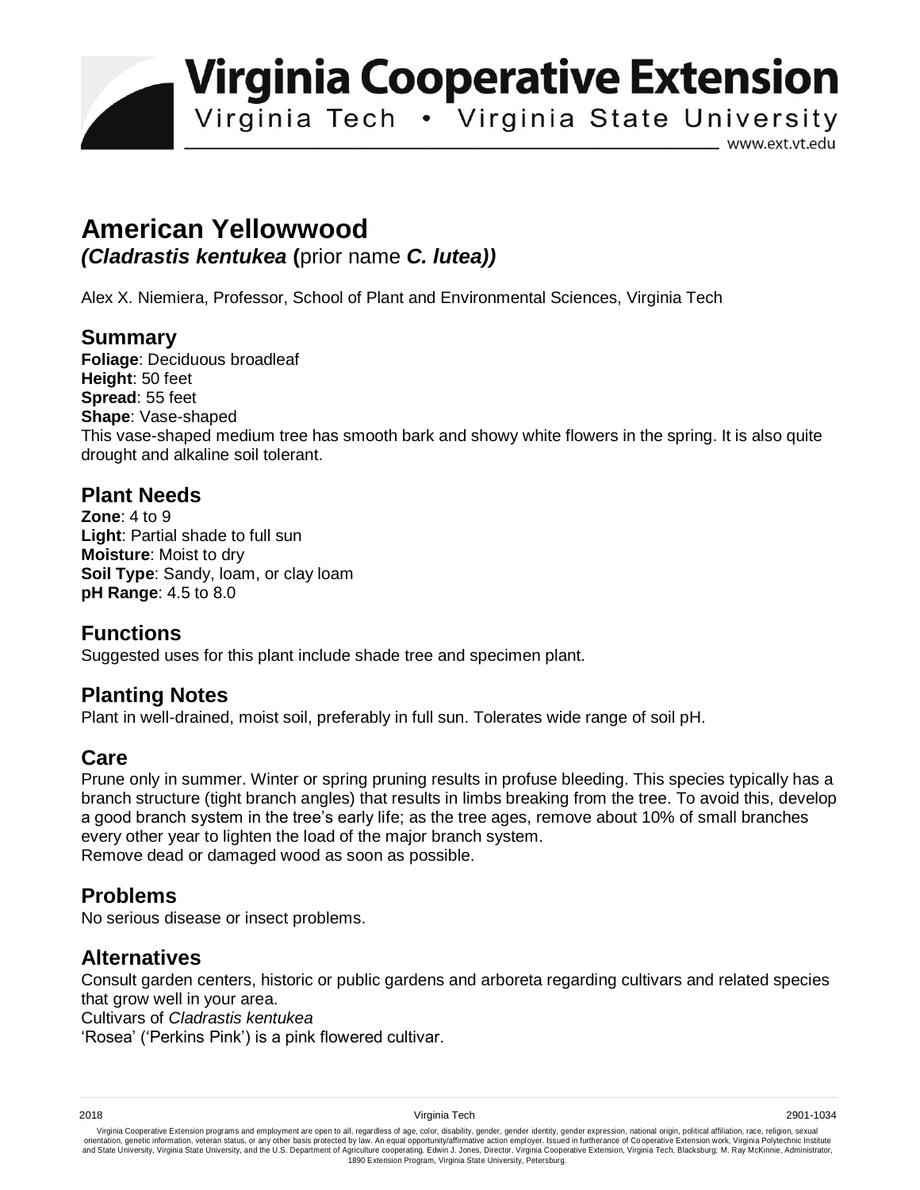# Virginia Cooperative Extension

Virginia Tech • Virginia State University

www.ext.vt.edu

# American Yellowwood

***(Cladrastis kentukea* (prior name *C. lutea))***

Alex X. Niemiera, Professor, School of Plant and Environmental Sciences, Virginia Tech

## Summary

**Foliage**: Deciduous broadleaf
**Height**: 50 feet
**Spread**: 55 feet
**Shape**: Vase-shaped
This vase-shaped medium tree has smooth bark and showy white flowers in the spring. It is also quite drought and alkaline soil tolerant.

## Plant Needs

**Zone**: 4 to 9
**Light**: Partial shade to full sun
**Moisture**: Moist to dry
**Soil Type**: Sandy, loam, or clay loam
**pH Range**: 4.5 to 8.0

## Functions

Suggested uses for this plant include shade tree and specimen plant.

## Planting Notes

Plant in well-drained, moist soil, preferably in full sun. Tolerates wide range of soil pH.

## Care

Prune only in summer. Winter or spring pruning results in profuse bleeding. This species typically has a branch structure (tight branch angles) that results in limbs breaking from the tree. To avoid this, develop a good branch system in the tree's early life; as the tree ages, remove about 10% of small branches every other year to lighten the load of the major branch system.
Remove dead or damaged wood as soon as possible.

## Problems

No serious disease or insect problems.

## Alternatives

Consult garden centers, historic or public gardens and arboreta regarding cultivars and related species that grow well in your area.
Cultivars of *Cladrastis kentukea*
'Rosea' ('Perkins Pink') is a pink flowered cultivar.

2018 Virginia Tech 2901-1034

Virginia Cooperative Extension programs and employment are open to all, regardless of age, color, disability, gender, gender identity, gender expression, national origin, political affiliation, race, religion, sexual orientation, genetic information, veteran status, or any other basis protected by law. An equal opportunity/affirmative action employer. Issued in furtherance of Cooperative Extension work, Virginia Polytechnic Institute and State University, Virginia State University, and the U.S. Department of Agriculture cooperating. Edwin J. Jones, Director, Virginia Cooperative Extension, Virginia Tech, Blacksburg; M. Ray McKinnie, Administrator, 1890 Extension Program, Virginia State University, Petersburg.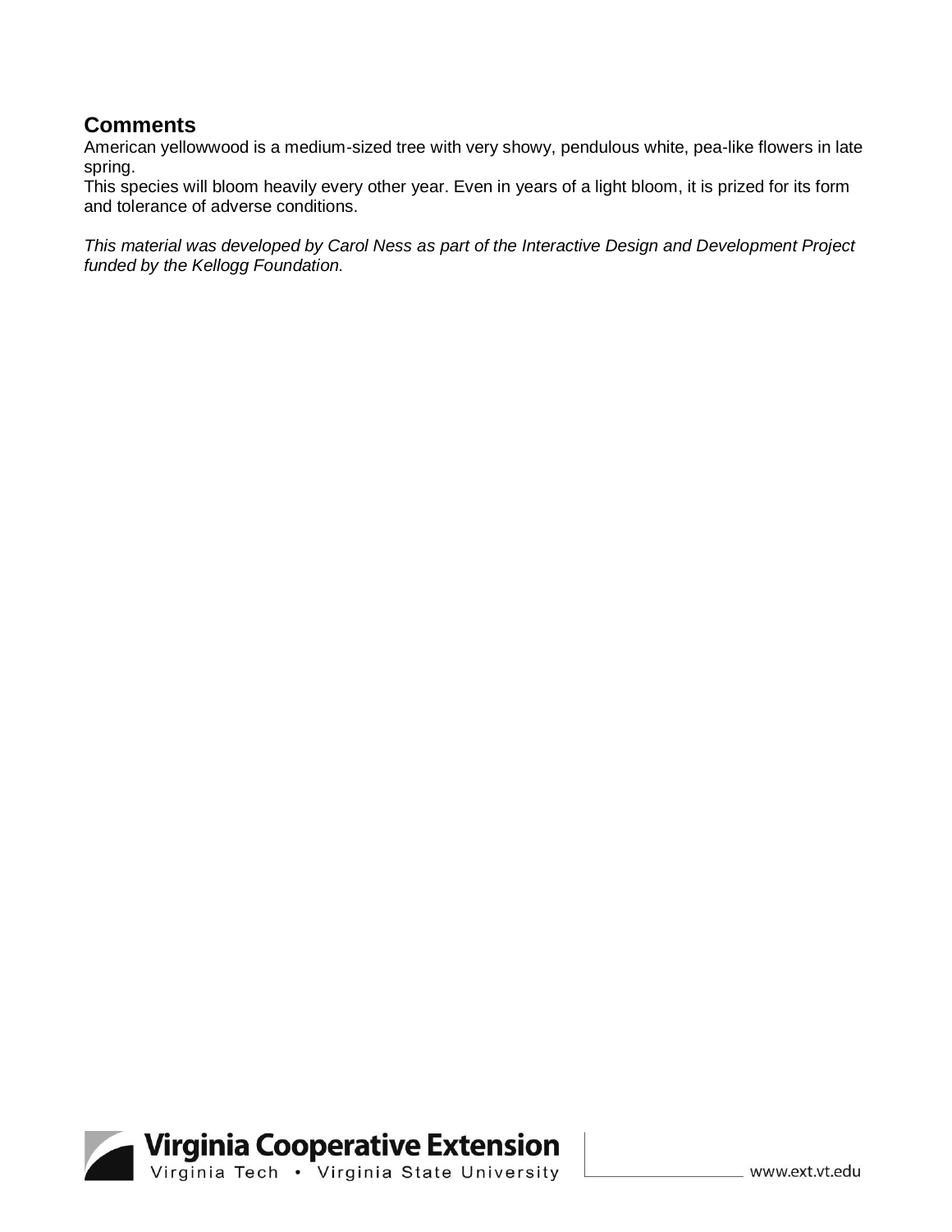## Comments

American yellowwood is a medium-sized tree with very showy, pendulous white, pea-like flowers in late spring.
This species will bloom heavily every other year. Even in years of a light bloom, it is prized for its form and tolerance of adverse conditions.

*This material was developed by Carol Ness as part of the Interactive Design and Development Project funded by the Kellogg Foundation.*

Virginia Cooperative Extension
Virginia Tech • Virginia State University

www.ext.vt.edu